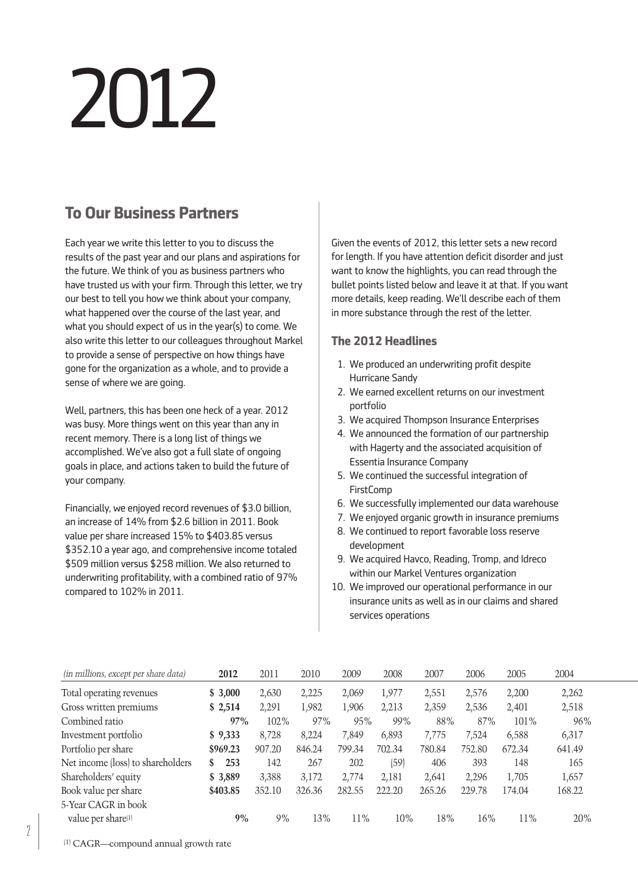# 2012

## To Our Business Partners

Each year we write this letter to you to discuss the results of the past year and our plans and aspirations for the future. We think of you as business partners who have trusted us with your firm. Through this letter, we try our best to tell you how we think about your company, what happened over the course of the last year, and what you should expect of us in the year(s) to come. We also write this letter to our colleagues throughout Markel to provide a sense of perspective on how things have gone for the organization as a whole, and to provide a sense of where we are going.

Well, partners, this has been one heck of a year. 2012 was busy. More things went on this year than any in recent memory. There is a long list of things we accomplished. We've also got a full slate of ongoing goals in place, and actions taken to build the future of your company.

Financially, we enjoyed record revenues of $3.0 billion, an increase of 14% from $2.6 billion in 2011. Book value per share increased 15% to $403.85 versus $352.10 a year ago, and comprehensive income totaled $509 million versus $258 million. We also returned to underwriting profitability, with a combined ratio of 97% compared to 102% in 2011.

Given the events of 2012, this letter sets a new record for length. If you have attention deficit disorder and just want to know the highlights, you can read through the bullet points listed below and leave it at that. If you want more details, keep reading. We'll describe each of them in more substance through the rest of the letter.

### The 2012 Headlines

1. We produced an underwriting profit despite Hurricane Sandy
2. We earned excellent returns on our investment portfolio
3. We acquired Thompson Insurance Enterprises
4. We announced the formation of our partnership with Hagerty and the associated acquisition of Essentia Insurance Company
5. We continued the successful integration of FirstComp
6. We successfully implemented our data warehouse
7. We enjoyed organic growth in insurance premiums
8. We continued to report favorable loss reserve development
9. We acquired Havco, Reading, Tromp, and Idreco within our Markel Ventures organization
10. We improved our operational performance in our insurance units as well as in our claims and shared services operations

| *(in millions, except per share data)* | **2012** | 2011 | 2010 | 2009 | 2008 | 2007 | 2006 | 2005 | 2004 |
|---|---|---|---|---|---|---|---|---|---|
| Total operating revenues | **$ 3,000** | 2,630 | 2,225 | 2,069 | 1,977 | 2,551 | 2,576 | 2,200 | 2,262 |
| Gross written premiums | **$ 2,514** | 2,291 | 1,982 | 1,906 | 2,213 | 2,359 | 2,536 | 2,401 | 2,518 |
| Combined ratio | **97%** | 102% | 97% | 95% | 99% | 88% | 87% | 101% | 96% |
| Investment portfolio | **$ 9,333** | 8,728 | 8,224 | 7,849 | 6,893 | 7,775 | 7,524 | 6,588 | 6,317 |
| Portfolio per share | **$969.23** | 907.20 | 846.24 | 799.34 | 702.34 | 780.84 | 752.80 | 672.34 | 641.49 |
| Net income (loss) to shareholders | **$ 253** | 142 | 267 | 202 | (59) | 406 | 393 | 148 | 165 |
| Shareholders' equity | **$ 3,889** | 3,388 | 3,172 | 2,774 | 2,181 | 2,641 | 2,296 | 1,705 | 1,657 |
| Book value per share | **$403.85** | 352.10 | 326.36 | 282.55 | 222.20 | 265.26 | 229.78 | 174.04 | 168.22 |
| 5-Year CAGR in book value per share[1] | **9%** | 9% | 13% | 11% | 10% | 18% | 16% | 11% | 20% |

[1] CAGR—compound annual growth rate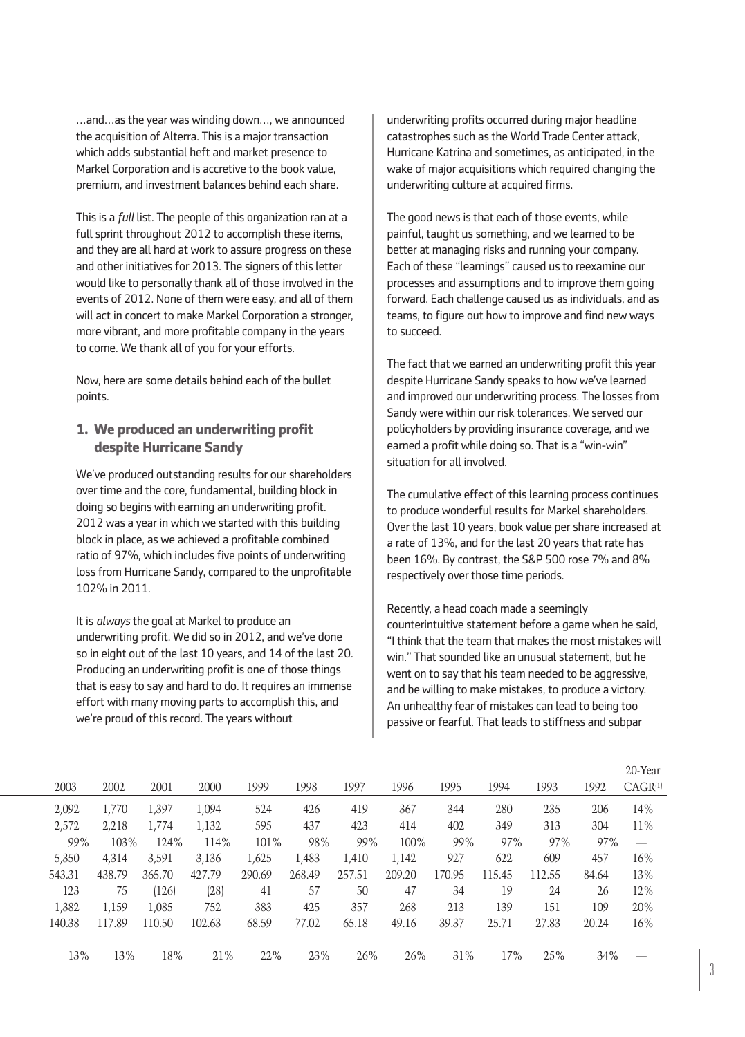…and…as the year was winding down…, we announced the acquisition of Alterra. This is a major transaction which adds substantial heft and market presence to Markel Corporation and is accretive to the book value, premium, and investment balances behind each share.

This is a *full* list. The people of this organization ran at a full sprint throughout 2012 to accomplish these items, and they are all hard at work to assure progress on these and other initiatives for 2013. The signers of this letter would like to personally thank all of those involved in the events of 2012. None of them were easy, and all of them will act in concert to make Markel Corporation a stronger, more vibrant, and more profitable company in the years to come. We thank all of you for your efforts.

Now, here are some details behind each of the bullet points.

## 1. We produced an underwriting profit despite Hurricane Sandy

We've produced outstanding results for our shareholders over time and the core, fundamental, building block in doing so begins with earning an underwriting profit. 2012 was a year in which we started with this building block in place, as we achieved a profitable combined ratio of 97%, which includes five points of underwriting loss from Hurricane Sandy, compared to the unprofitable 102% in 2011.

It is *always* the goal at Markel to produce an underwriting profit. We did so in 2012, and we've done so in eight out of the last 10 years, and 14 of the last 20. Producing an underwriting profit is one of those things that is easy to say and hard to do. It requires an immense effort with many moving parts to accomplish this, and we're proud of this record. The years without underwriting profits occurred during major headline catastrophes such as the World Trade Center attack, Hurricane Katrina and sometimes, as anticipated, in the wake of major acquisitions which required changing the underwriting culture at acquired firms.

The good news is that each of those events, while painful, taught us something, and we learned to be better at managing risks and running your company. Each of these "learnings" caused us to reexamine our processes and assumptions and to improve them going forward. Each challenge caused us as individuals, and as teams, to figure out how to improve and find new ways to succeed.

The fact that we earned an underwriting profit this year despite Hurricane Sandy speaks to how we've learned and improved our underwriting process. The losses from Sandy were within our risk tolerances. We served our policyholders by providing insurance coverage, and we earned a profit while doing so. That is a "win-win" situation for all involved.

The cumulative effect of this learning process continues to produce wonderful results for Markel shareholders. Over the last 10 years, book value per share increased at a rate of 13%, and for the last 20 years that rate has been 16%. By contrast, the S&P 500 rose 7% and 8% respectively over those time periods.

Recently, a head coach made a seemingly counterintuitive statement before a game when he said, "I think that the team that makes the most mistakes will win." That sounded like an unusual statement, but he went on to say that his team needed to be aggressive, and be willing to make mistakes, to produce a victory. An unhealthy fear of mistakes can lead to being too passive or fearful. That leads to stiffness and subpar

| 2003 | 2002 | 2001 | 2000 | 1999 | 1998 | 1997 | 1996 | 1995 | 1994 | 1993 | 1992 | 20-Year CAGR[1] |
|---|---|---|---|---|---|---|---|---|---|---|---|---|
| 2,092 | 1,770 | 1,397 | 1,094 | 524 | 426 | 419 | 367 | 344 | 280 | 235 | 206 | 14% |
| 2,572 | 2,218 | 1,774 | 1,132 | 595 | 437 | 423 | 414 | 402 | 349 | 313 | 304 | 11% |
| 99% | 103% | 124% | 114% | 101% | 98% | 99% | 100% | 99% | 97% | 97% | 97% | — |
| 5,350 | 4,314 | 3,591 | 3,136 | 1,625 | 1,483 | 1,410 | 1,142 | 927 | 622 | 609 | 457 | 16% |
| 543.31 | 438.79 | 365.70 | 427.79 | 290.69 | 268.49 | 257.51 | 209.20 | 170.95 | 115.45 | 112.55 | 84.64 | 13% |
| 123 | 75 | (126) | (28) | 41 | 57 | 50 | 47 | 34 | 19 | 24 | 26 | 12% |
| 1,382 | 1,159 | 1,085 | 752 | 383 | 425 | 357 | 268 | 213 | 139 | 151 | 109 | 20% |
| 140.38 | 117.89 | 110.50 | 102.63 | 68.59 | 77.02 | 65.18 | 49.16 | 39.37 | 25.71 | 27.83 | 20.24 | 16% |
| 13% | 13% | 18% | 21% | 22% | 23% | 26% | 26% | 31% | 17% | 25% | 34% | — |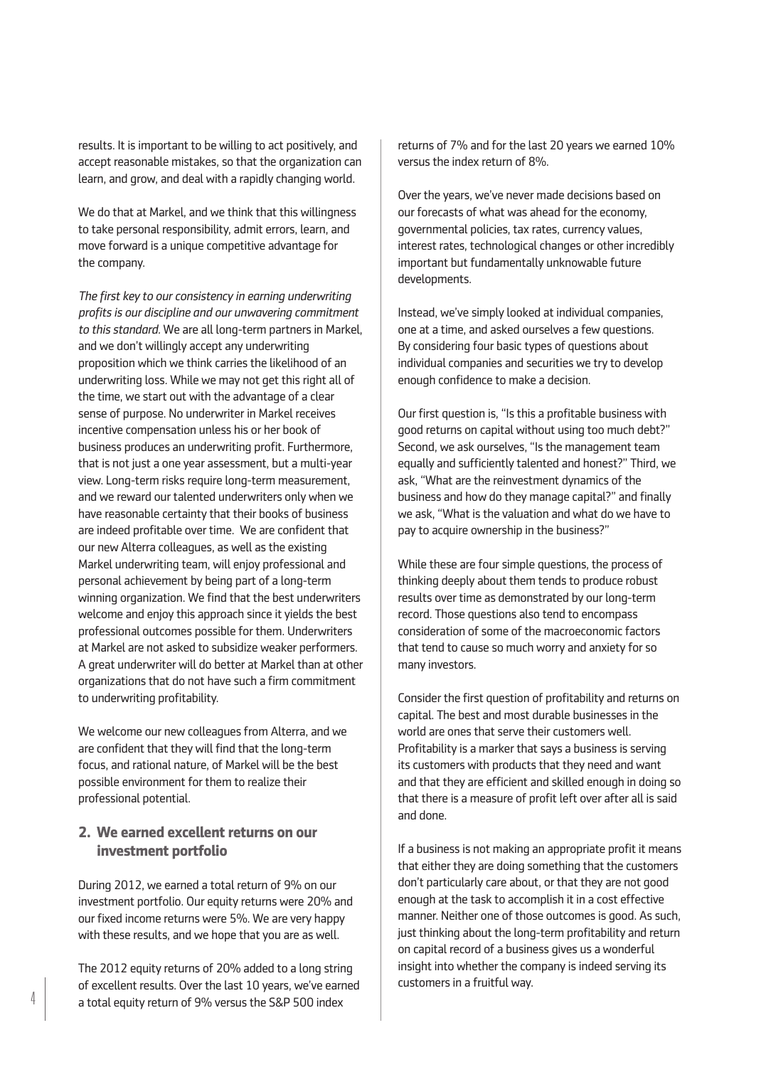results. It is important to be willing to act positively, and accept reasonable mistakes, so that the organization can learn, and grow, and deal with a rapidly changing world.

We do that at Markel, and we think that this willingness to take personal responsibility, admit errors, learn, and move forward is a unique competitive advantage for the company.

*The first key to our consistency in earning underwriting profits is our discipline and our unwavering commitment to this standard.* We are all long-term partners in Markel, and we don't willingly accept any underwriting proposition which we think carries the likelihood of an underwriting loss. While we may not get this right all of the time, we start out with the advantage of a clear sense of purpose. No underwriter in Markel receives incentive compensation unless his or her book of business produces an underwriting profit. Furthermore, that is not just a one year assessment, but a multi-year view. Long-term risks require long-term measurement, and we reward our talented underwriters only when we have reasonable certainty that their books of business are indeed profitable over time. We are confident that our new Alterra colleagues, as well as the existing Markel underwriting team, will enjoy professional and personal achievement by being part of a long-term winning organization. We find that the best underwriters welcome and enjoy this approach since it yields the best professional outcomes possible for them. Underwriters at Markel are not asked to subsidize weaker performers. A great underwriter will do better at Markel than at other organizations that do not have such a firm commitment to underwriting profitability.

We welcome our new colleagues from Alterra, and we are confident that they will find that the long-term focus, and rational nature, of Markel will be the best possible environment for them to realize their professional potential.

## 2. We earned excellent returns on our investment portfolio

During 2012, we earned a total return of 9% on our investment portfolio. Our equity returns were 20% and our fixed income returns were 5%. We are very happy with these results, and we hope that you are as well.

The 2012 equity returns of 20% added to a long string of excellent results. Over the last 10 years, we've earned a total equity return of 9% versus the S&P 500 index returns of 7% and for the last 20 years we earned 10% versus the index return of 8%.

Over the years, we've never made decisions based on our forecasts of what was ahead for the economy, governmental policies, tax rates, currency values, interest rates, technological changes or other incredibly important but fundamentally unknowable future developments.

Instead, we've simply looked at individual companies, one at a time, and asked ourselves a few questions. By considering four basic types of questions about individual companies and securities we try to develop enough confidence to make a decision.

Our first question is, "Is this a profitable business with good returns on capital without using too much debt?" Second, we ask ourselves, "Is the management team equally and sufficiently talented and honest?" Third, we ask, "What are the reinvestment dynamics of the business and how do they manage capital?" and finally we ask, "What is the valuation and what do we have to pay to acquire ownership in the business?"

While these are four simple questions, the process of thinking deeply about them tends to produce robust results over time as demonstrated by our long-term record. Those questions also tend to encompass consideration of some of the macroeconomic factors that tend to cause so much worry and anxiety for so many investors.

Consider the first question of profitability and returns on capital. The best and most durable businesses in the world are ones that serve their customers well. Profitability is a marker that says a business is serving its customers with products that they need and want and that they are efficient and skilled enough in doing so that there is a measure of profit left over after all is said and done.

If a business is not making an appropriate profit it means that either they are doing something that the customers don't particularly care about, or that they are not good enough at the task to accomplish it in a cost effective manner. Neither one of those outcomes is good. As such, just thinking about the long-term profitability and return on capital record of a business gives us a wonderful insight into whether the company is indeed serving its customers in a fruitful way.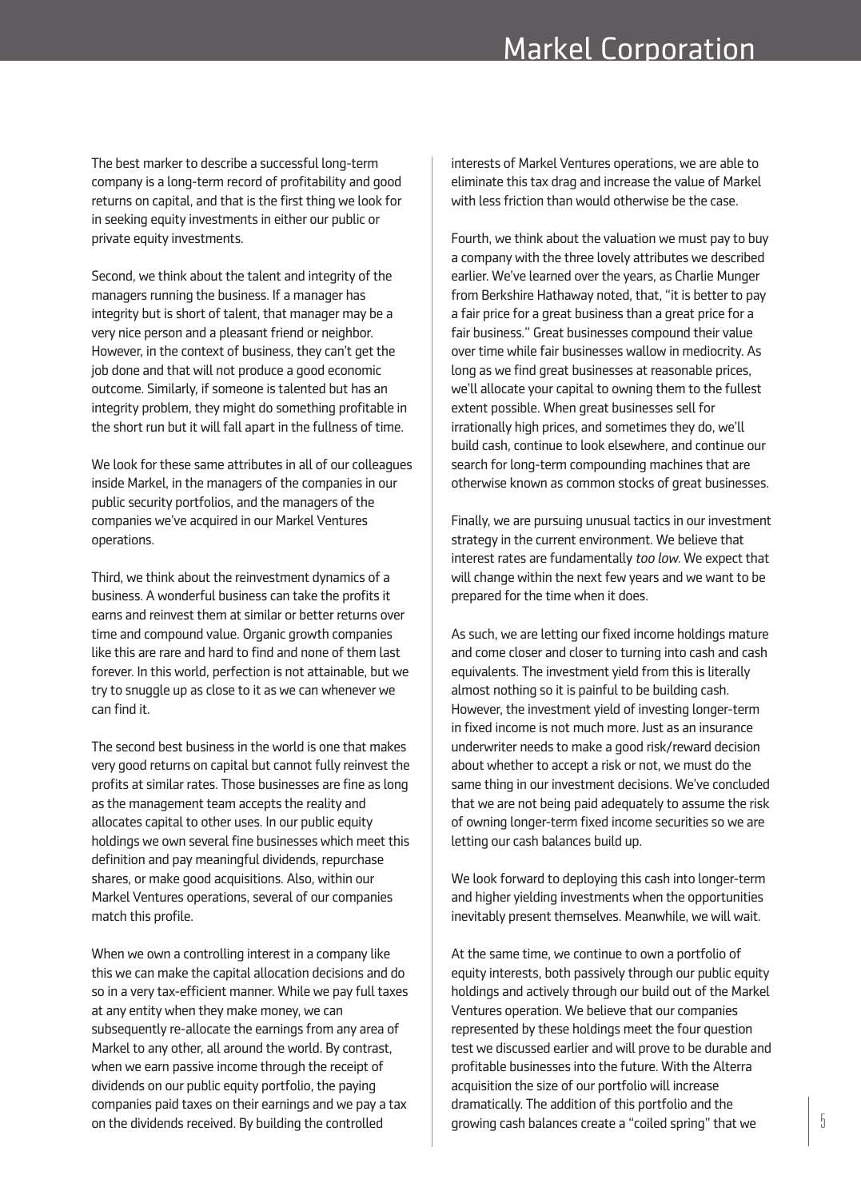The best marker to describe a successful long-term company is a long-term record of profitability and good returns on capital, and that is the first thing we look for in seeking equity investments in either our public or private equity investments.

Second, we think about the talent and integrity of the managers running the business. If a manager has integrity but is short of talent, that manager may be a very nice person and a pleasant friend or neighbor. However, in the context of business, they can't get the job done and that will not produce a good economic outcome. Similarly, if someone is talented but has an integrity problem, they might do something profitable in the short run but it will fall apart in the fullness of time.

We look for these same attributes in all of our colleagues inside Markel, in the managers of the companies in our public security portfolios, and the managers of the companies we've acquired in our Markel Ventures operations.

Third, we think about the reinvestment dynamics of a business. A wonderful business can take the profits it earns and reinvest them at similar or better returns over time and compound value. Organic growth companies like this are rare and hard to find and none of them last forever. In this world, perfection is not attainable, but we try to snuggle up as close to it as we can whenever we can find it.

The second best business in the world is one that makes very good returns on capital but cannot fully reinvest the profits at similar rates. Those businesses are fine as long as the management team accepts the reality and allocates capital to other uses. In our public equity holdings we own several fine businesses which meet this definition and pay meaningful dividends, repurchase shares, or make good acquisitions. Also, within our Markel Ventures operations, several of our companies match this profile.

When we own a controlling interest in a company like this we can make the capital allocation decisions and do so in a very tax-efficient manner. While we pay full taxes at any entity when they make money, we can subsequently re-allocate the earnings from any area of Markel to any other, all around the world. By contrast, when we earn passive income through the receipt of dividends on our public equity portfolio, the paying companies paid taxes on their earnings and we pay a tax on the dividends received. By building the controlled interests of Markel Ventures operations, we are able to eliminate this tax drag and increase the value of Markel with less friction than would otherwise be the case.

Fourth, we think about the valuation we must pay to buy a company with the three lovely attributes we described earlier. We've learned over the years, as Charlie Munger from Berkshire Hathaway noted, that, "it is better to pay a fair price for a great business than a great price for a fair business." Great businesses compound their value over time while fair businesses wallow in mediocrity. As long as we find great businesses at reasonable prices, we'll allocate your capital to owning them to the fullest extent possible. When great businesses sell for irrationally high prices, and sometimes they do, we'll build cash, continue to look elsewhere, and continue our search for long-term compounding machines that are otherwise known as common stocks of great businesses.

Finally, we are pursuing unusual tactics in our investment strategy in the current environment. We believe that interest rates are fundamentally *too low*. We expect that will change within the next few years and we want to be prepared for the time when it does.

As such, we are letting our fixed income holdings mature and come closer and closer to turning into cash and cash equivalents. The investment yield from this is literally almost nothing so it is painful to be building cash. However, the investment yield of investing longer-term in fixed income is not much more. Just as an insurance underwriter needs to make a good risk/reward decision about whether to accept a risk or not, we must do the same thing in our investment decisions. We've concluded that we are not being paid adequately to assume the risk of owning longer-term fixed income securities so we are letting our cash balances build up.

We look forward to deploying this cash into longer-term and higher yielding investments when the opportunities inevitably present themselves. Meanwhile, we will wait.

At the same time, we continue to own a portfolio of equity interests, both passively through our public equity holdings and actively through our build out of the Markel Ventures operation. We believe that our companies represented by these holdings meet the four question test we discussed earlier and will prove to be durable and profitable businesses into the future. With the Alterra acquisition the size of our portfolio will increase dramatically. The addition of this portfolio and the growing cash balances create a "coiled spring" that we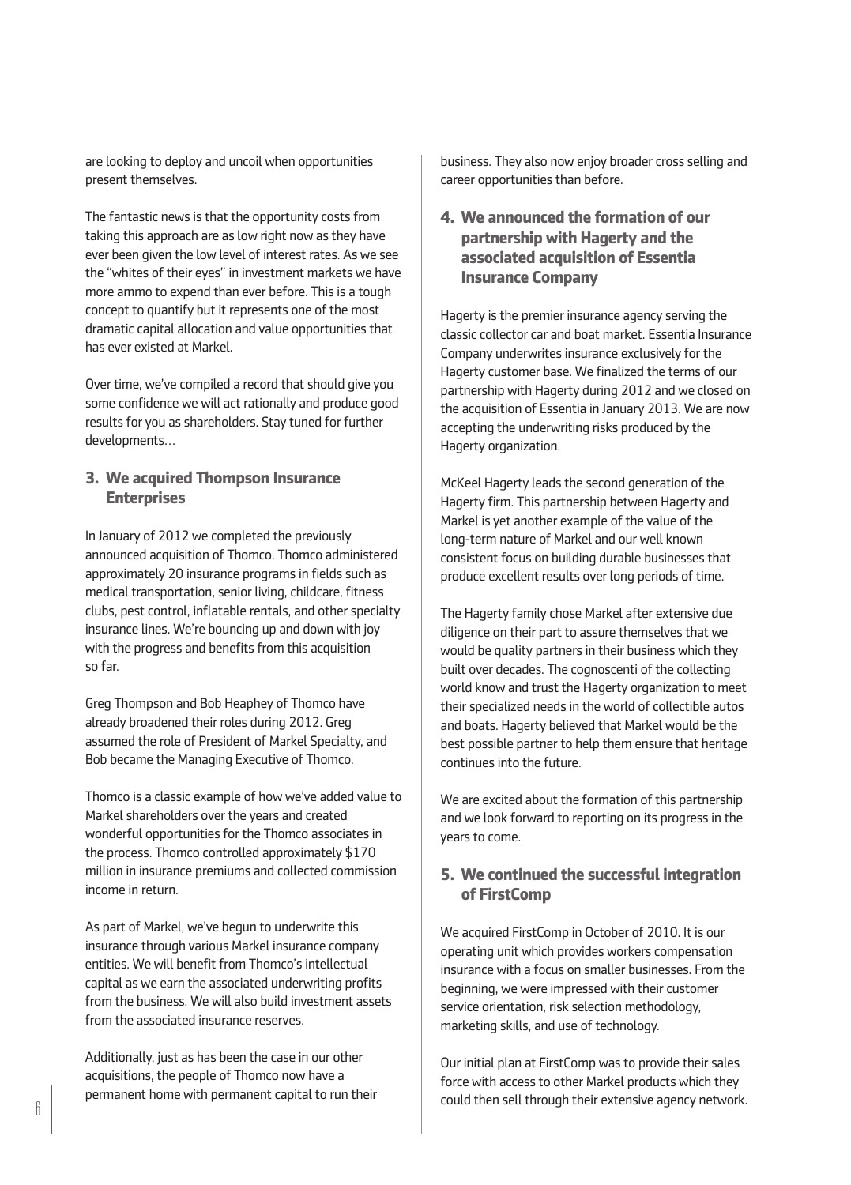are looking to deploy and uncoil when opportunities present themselves.

The fantastic news is that the opportunity costs from taking this approach are as low right now as they have ever been given the low level of interest rates. As we see the "whites of their eyes" in investment markets we have more ammo to expend than ever before. This is a tough concept to quantify but it represents one of the most dramatic capital allocation and value opportunities that has ever existed at Markel.

Over time, we've compiled a record that should give you some confidence we will act rationally and produce good results for you as shareholders. Stay tuned for further developments…

### 3. We acquired Thompson Insurance Enterprises

In January of 2012 we completed the previously announced acquisition of Thomco. Thomco administered approximately 20 insurance programs in fields such as medical transportation, senior living, childcare, fitness clubs, pest control, inflatable rentals, and other specialty insurance lines. We're bouncing up and down with joy with the progress and benefits from this acquisition so far.

Greg Thompson and Bob Heaphey of Thomco have already broadened their roles during 2012. Greg assumed the role of President of Markel Specialty, and Bob became the Managing Executive of Thomco.

Thomco is a classic example of how we've added value to Markel shareholders over the years and created wonderful opportunities for the Thomco associates in the process. Thomco controlled approximately $170 million in insurance premiums and collected commission income in return.

As part of Markel, we've begun to underwrite this insurance through various Markel insurance company entities. We will benefit from Thomco's intellectual capital as we earn the associated underwriting profits from the business. We will also build investment assets from the associated insurance reserves.

Additionally, just as has been the case in our other acquisitions, the people of Thomco now have a permanent home with permanent capital to run their business. They also now enjoy broader cross selling and career opportunities than before.

### 4. We announced the formation of our partnership with Hagerty and the associated acquisition of Essentia Insurance Company

Hagerty is the premier insurance agency serving the classic collector car and boat market. Essentia Insurance Company underwrites insurance exclusively for the Hagerty customer base. We finalized the terms of our partnership with Hagerty during 2012 and we closed on the acquisition of Essentia in January 2013. We are now accepting the underwriting risks produced by the Hagerty organization.

McKeel Hagerty leads the second generation of the Hagerty firm. This partnership between Hagerty and Markel is yet another example of the value of the long-term nature of Markel and our well known consistent focus on building durable businesses that produce excellent results over long periods of time.

The Hagerty family chose Markel after extensive due diligence on their part to assure themselves that we would be quality partners in their business which they built over decades. The cognoscenti of the collecting world know and trust the Hagerty organization to meet their specialized needs in the world of collectible autos and boats. Hagerty believed that Markel would be the best possible partner to help them ensure that heritage continues into the future.

We are excited about the formation of this partnership and we look forward to reporting on its progress in the years to come.

### 5. We continued the successful integration of FirstComp

We acquired FirstComp in October of 2010. It is our operating unit which provides workers compensation insurance with a focus on smaller businesses. From the beginning, we were impressed with their customer service orientation, risk selection methodology, marketing skills, and use of technology.

Our initial plan at FirstComp was to provide their sales force with access to other Markel products which they could then sell through their extensive agency network.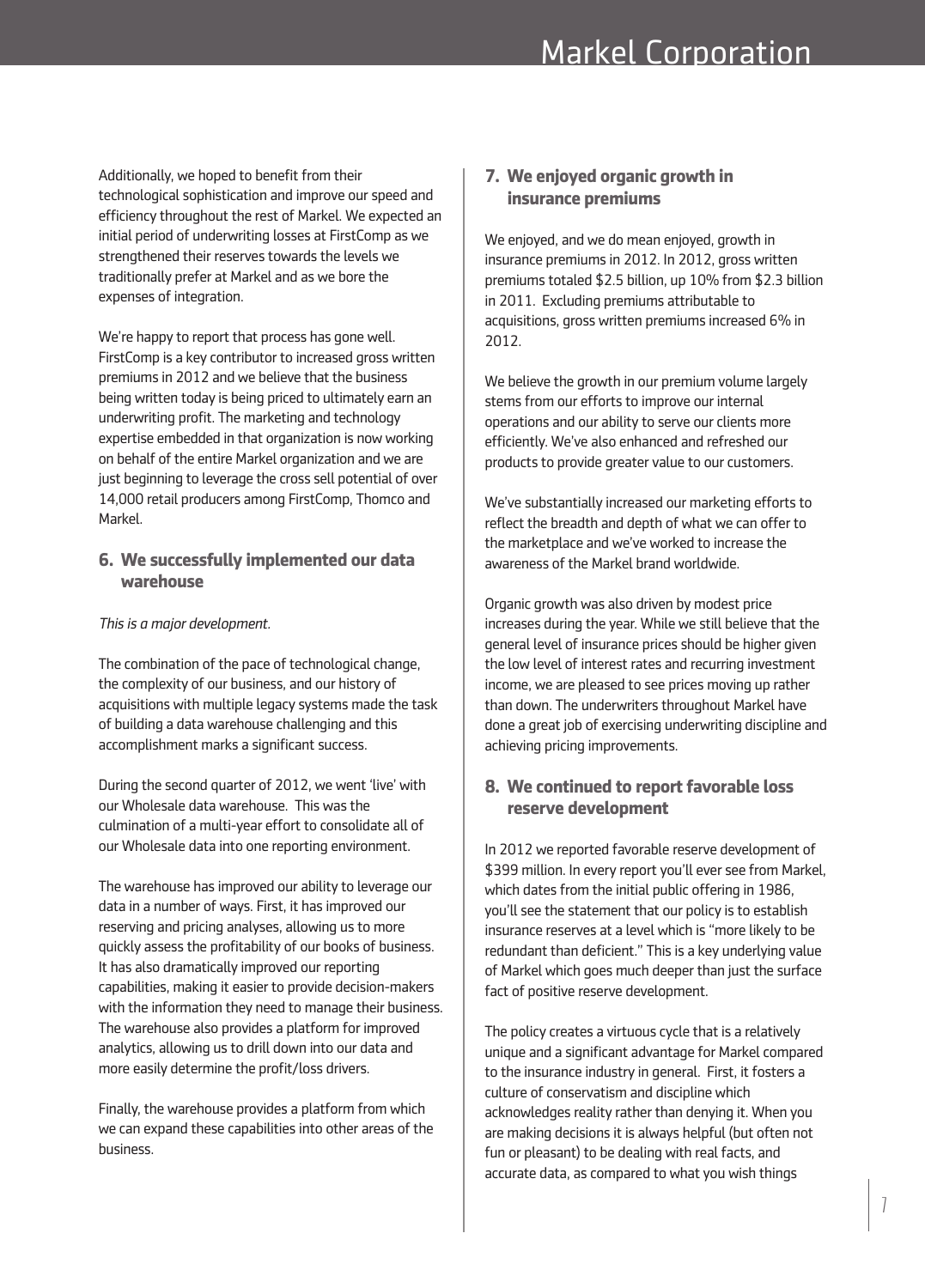Additionally, we hoped to benefit from their technological sophistication and improve our speed and efficiency throughout the rest of Markel. We expected an initial period of underwriting losses at FirstComp as we strengthened their reserves towards the levels we traditionally prefer at Markel and as we bore the expenses of integration.

We're happy to report that process has gone well. FirstComp is a key contributor to increased gross written premiums in 2012 and we believe that the business being written today is being priced to ultimately earn an underwriting profit. The marketing and technology expertise embedded in that organization is now working on behalf of the entire Markel organization and we are just beginning to leverage the cross sell potential of over 14,000 retail producers among FirstComp, Thomco and Markel.

### 6. We successfully implemented our data warehouse

*This is a major development.*

The combination of the pace of technological change, the complexity of our business, and our history of acquisitions with multiple legacy systems made the task of building a data warehouse challenging and this accomplishment marks a significant success.

During the second quarter of 2012, we went 'live' with our Wholesale data warehouse. This was the culmination of a multi-year effort to consolidate all of our Wholesale data into one reporting environment.

The warehouse has improved our ability to leverage our data in a number of ways. First, it has improved our reserving and pricing analyses, allowing us to more quickly assess the profitability of our books of business. It has also dramatically improved our reporting capabilities, making it easier to provide decision-makers with the information they need to manage their business. The warehouse also provides a platform for improved analytics, allowing us to drill down into our data and more easily determine the profit/loss drivers.

Finally, the warehouse provides a platform from which we can expand these capabilities into other areas of the business.

### 7. We enjoyed organic growth in insurance premiums

We enjoyed, and we do mean enjoyed, growth in insurance premiums in 2012. In 2012, gross written premiums totaled $2.5 billion, up 10% from $2.3 billion in 2011. Excluding premiums attributable to acquisitions, gross written premiums increased 6% in 2012.

We believe the growth in our premium volume largely stems from our efforts to improve our internal operations and our ability to serve our clients more efficiently. We've also enhanced and refreshed our products to provide greater value to our customers.

We've substantially increased our marketing efforts to reflect the breadth and depth of what we can offer to the marketplace and we've worked to increase the awareness of the Markel brand worldwide.

Organic growth was also driven by modest price increases during the year. While we still believe that the general level of insurance prices should be higher given the low level of interest rates and recurring investment income, we are pleased to see prices moving up rather than down. The underwriters throughout Markel have done a great job of exercising underwriting discipline and achieving pricing improvements.

### 8. We continued to report favorable loss reserve development

In 2012 we reported favorable reserve development of $399 million. In every report you'll ever see from Markel, which dates from the initial public offering in 1986, you'll see the statement that our policy is to establish insurance reserves at a level which is "more likely to be redundant than deficient." This is a key underlying value of Markel which goes much deeper than just the surface fact of positive reserve development.

The policy creates a virtuous cycle that is a relatively unique and a significant advantage for Markel compared to the insurance industry in general. First, it fosters a culture of conservatism and discipline which acknowledges reality rather than denying it. When you are making decisions it is always helpful (but often not fun or pleasant) to be dealing with real facts, and accurate data, as compared to what you wish things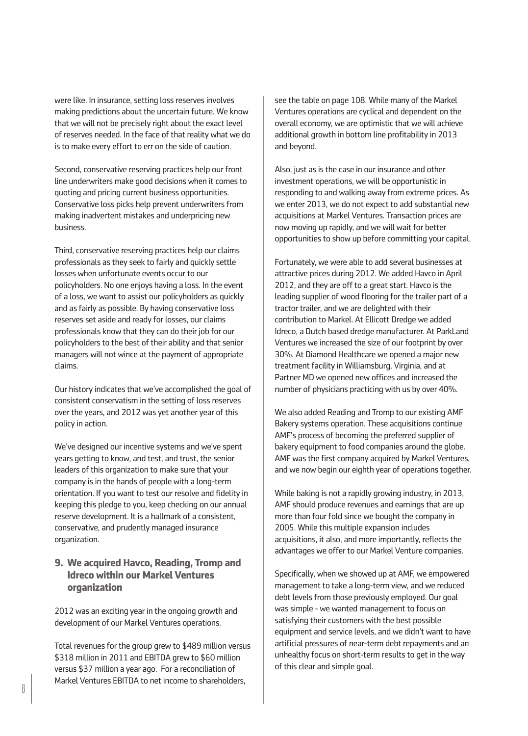were like. In insurance, setting loss reserves involves making predictions about the uncertain future. We know that we will not be precisely right about the exact level of reserves needed. In the face of that reality what we do is to make every effort to err on the side of caution.

Second, conservative reserving practices help our front line underwriters make good decisions when it comes to quoting and pricing current business opportunities. Conservative loss picks help prevent underwriters from making inadvertent mistakes and underpricing new business.

Third, conservative reserving practices help our claims professionals as they seek to fairly and quickly settle losses when unfortunate events occur to our policyholders. No one enjoys having a loss. In the event of a loss, we want to assist our policyholders as quickly and as fairly as possible. By having conservative loss reserves set aside and ready for losses, our claims professionals know that they can do their job for our policyholders to the best of their ability and that senior managers will not wince at the payment of appropriate claims.

Our history indicates that we've accomplished the goal of consistent conservatism in the setting of loss reserves over the years, and 2012 was yet another year of this policy in action.

We've designed our incentive systems and we've spent years getting to know, and test, and trust, the senior leaders of this organization to make sure that your company is in the hands of people with a long-term orientation. If you want to test our resolve and fidelity in keeping this pledge to you, keep checking on our annual reserve development. It is a hallmark of a consistent, conservative, and prudently managed insurance organization.

## 9. We acquired Havco, Reading, Tromp and Idreco within our Markel Ventures organization

2012 was an exciting year in the ongoing growth and development of our Markel Ventures operations.

Total revenues for the group grew to $489 million versus $318 million in 2011 and EBITDA grew to $60 million versus $37 million a year ago. For a reconciliation of Markel Ventures EBITDA to net income to shareholders, see the table on page 108. While many of the Markel Ventures operations are cyclical and dependent on the overall economy, we are optimistic that we will achieve additional growth in bottom line profitability in 2013 and beyond.

Also, just as is the case in our insurance and other investment operations, we will be opportunistic in responding to and walking away from extreme prices. As we enter 2013, we do not expect to add substantial new acquisitions at Markel Ventures. Transaction prices are now moving up rapidly, and we will wait for better opportunities to show up before committing your capital.

Fortunately, we were able to add several businesses at attractive prices during 2012. We added Havco in April 2012, and they are off to a great start. Havco is the leading supplier of wood flooring for the trailer part of a tractor trailer, and we are delighted with their contribution to Markel. At Ellicott Dredge we added Idreco, a Dutch based dredge manufacturer. At ParkLand Ventures we increased the size of our footprint by over 30%. At Diamond Healthcare we opened a major new treatment facility in Williamsburg, Virginia, and at Partner MD we opened new offices and increased the number of physicians practicing with us by over 40%.

We also added Reading and Tromp to our existing AMF Bakery systems operation. These acquisitions continue AMF's process of becoming the preferred supplier of bakery equipment to food companies around the globe. AMF was the first company acquired by Markel Ventures, and we now begin our eighth year of operations together.

While baking is not a rapidly growing industry, in 2013, AMF should produce revenues and earnings that are up more than four fold since we bought the company in 2005. While this multiple expansion includes acquisitions, it also, and more importantly, reflects the advantages we offer to our Markel Venture companies.

Specifically, when we showed up at AMF, we empowered management to take a long-term view, and we reduced debt levels from those previously employed. Our goal was simple - we wanted management to focus on satisfying their customers with the best possible equipment and service levels, and we didn't want to have artificial pressures of near-term debt repayments and an unhealthy focus on short-term results to get in the way of this clear and simple goal.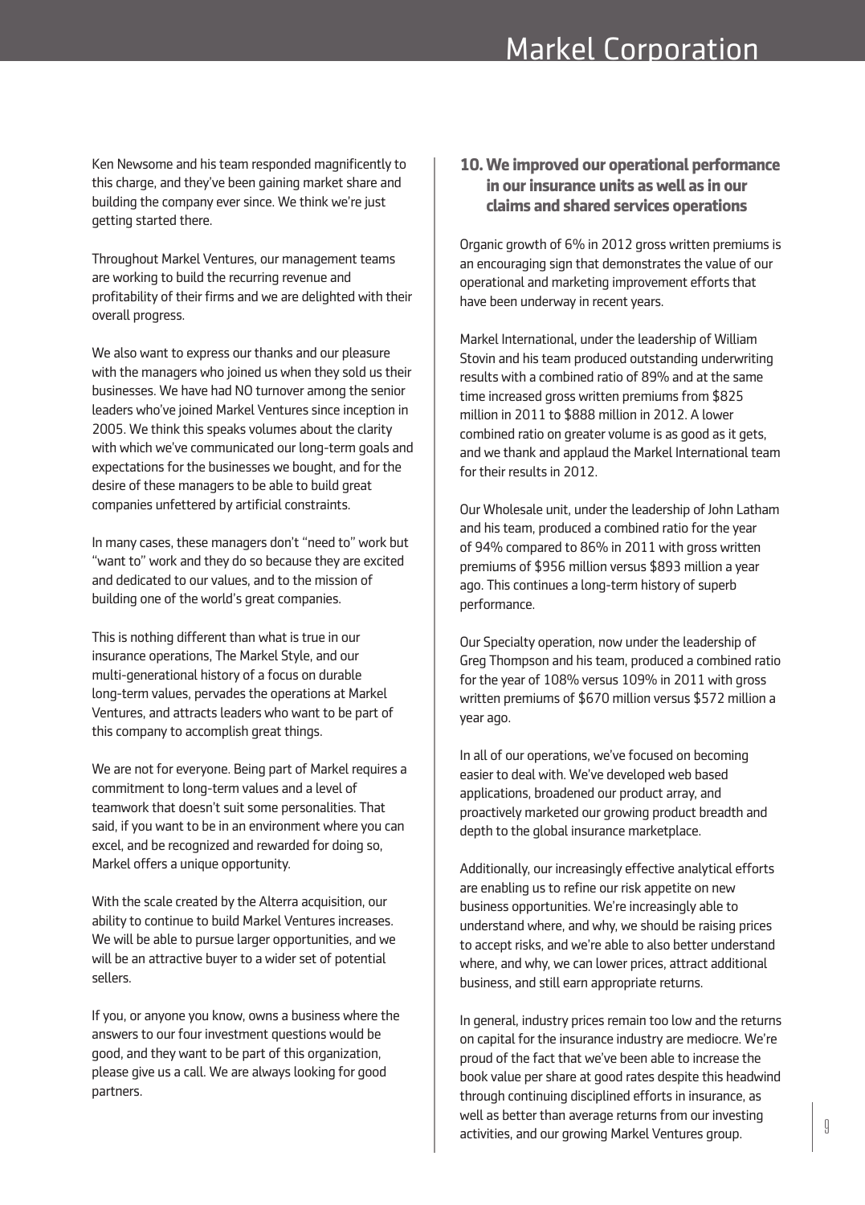Ken Newsome and his team responded magnificently to this charge, and they've been gaining market share and building the company ever since. We think we're just getting started there.

Throughout Markel Ventures, our management teams are working to build the recurring revenue and profitability of their firms and we are delighted with their overall progress.

We also want to express our thanks and our pleasure with the managers who joined us when they sold us their businesses. We have had NO turnover among the senior leaders who've joined Markel Ventures since inception in 2005. We think this speaks volumes about the clarity with which we've communicated our long-term goals and expectations for the businesses we bought, and for the desire of these managers to be able to build great companies unfettered by artificial constraints.

In many cases, these managers don't "need to" work but "want to" work and they do so because they are excited and dedicated to our values, and to the mission of building one of the world's great companies.

This is nothing different than what is true in our insurance operations, The Markel Style, and our multi-generational history of a focus on durable long-term values, pervades the operations at Markel Ventures, and attracts leaders who want to be part of this company to accomplish great things.

We are not for everyone. Being part of Markel requires a commitment to long-term values and a level of teamwork that doesn't suit some personalities. That said, if you want to be in an environment where you can excel, and be recognized and rewarded for doing so, Markel offers a unique opportunity.

With the scale created by the Alterra acquisition, our ability to continue to build Markel Ventures increases. We will be able to pursue larger opportunities, and we will be an attractive buyer to a wider set of potential sellers.

If you, or anyone you know, owns a business where the answers to our four investment questions would be good, and they want to be part of this organization, please give us a call. We are always looking for good partners.

### 10. We improved our operational performance in our insurance units as well as in our claims and shared services operations

Organic growth of 6% in 2012 gross written premiums is an encouraging sign that demonstrates the value of our operational and marketing improvement efforts that have been underway in recent years.

Markel International, under the leadership of William Stovin and his team produced outstanding underwriting results with a combined ratio of 89% and at the same time increased gross written premiums from $825 million in 2011 to $888 million in 2012. A lower combined ratio on greater volume is as good as it gets, and we thank and applaud the Markel International team for their results in 2012.

Our Wholesale unit, under the leadership of John Latham and his team, produced a combined ratio for the year of 94% compared to 86% in 2011 with gross written premiums of $956 million versus $893 million a year ago. This continues a long-term history of superb performance.

Our Specialty operation, now under the leadership of Greg Thompson and his team, produced a combined ratio for the year of 108% versus 109% in 2011 with gross written premiums of $670 million versus $572 million a year ago.

In all of our operations, we've focused on becoming easier to deal with. We've developed web based applications, broadened our product array, and proactively marketed our growing product breadth and depth to the global insurance marketplace.

Additionally, our increasingly effective analytical efforts are enabling us to refine our risk appetite on new business opportunities. We're increasingly able to understand where, and why, we should be raising prices to accept risks, and we're able to also better understand where, and why, we can lower prices, attract additional business, and still earn appropriate returns.

In general, industry prices remain too low and the returns on capital for the insurance industry are mediocre. We're proud of the fact that we've been able to increase the book value per share at good rates despite this headwind through continuing disciplined efforts in insurance, as well as better than average returns from our investing activities, and our growing Markel Ventures group.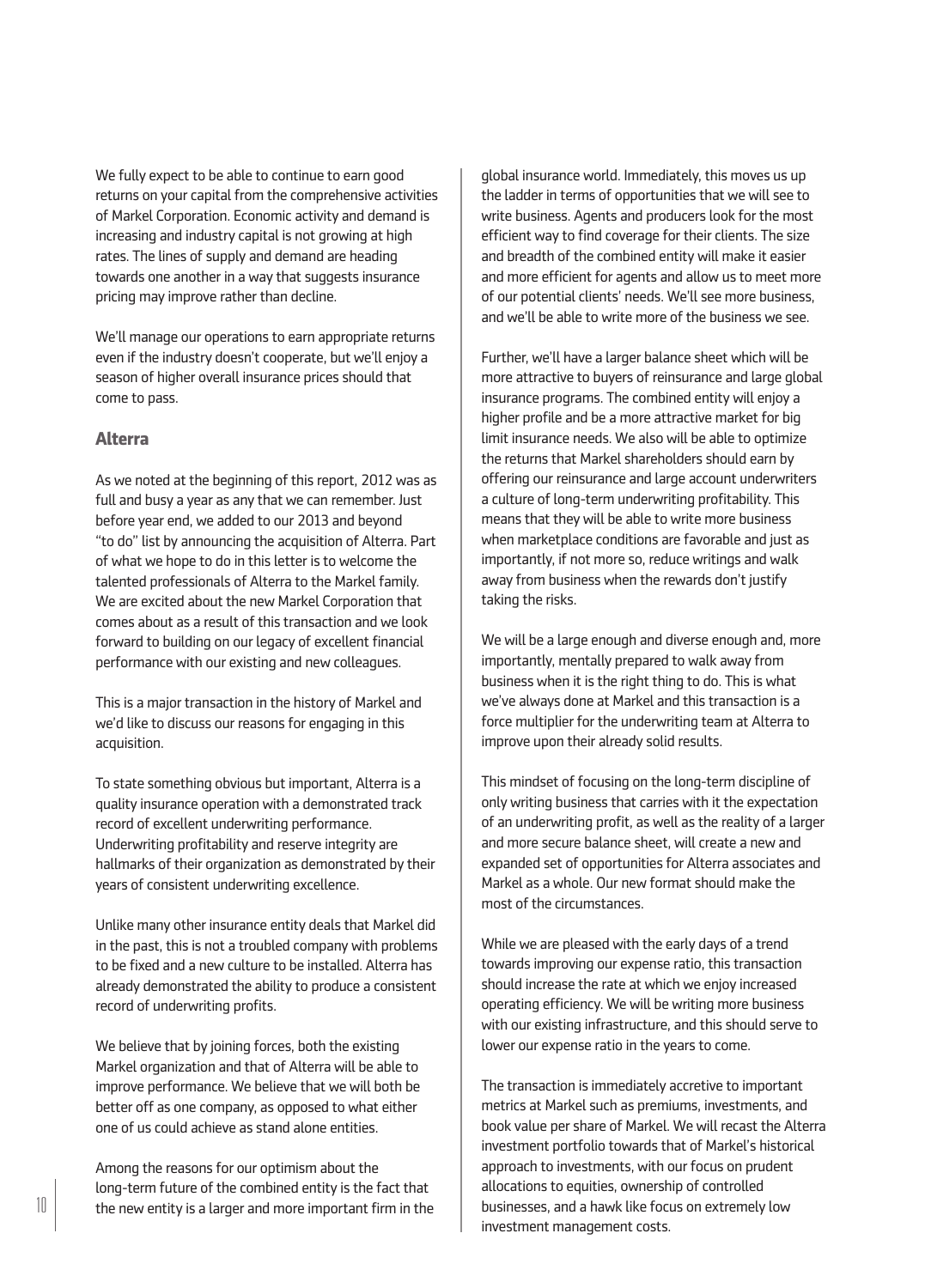We fully expect to be able to continue to earn good returns on your capital from the comprehensive activities of Markel Corporation. Economic activity and demand is increasing and industry capital is not growing at high rates. The lines of supply and demand are heading towards one another in a way that suggests insurance pricing may improve rather than decline.

We'll manage our operations to earn appropriate returns even if the industry doesn't cooperate, but we'll enjoy a season of higher overall insurance prices should that come to pass.

## Alterra

As we noted at the beginning of this report, 2012 was as full and busy a year as any that we can remember. Just before year end, we added to our 2013 and beyond "to do" list by announcing the acquisition of Alterra. Part of what we hope to do in this letter is to welcome the talented professionals of Alterra to the Markel family. We are excited about the new Markel Corporation that comes about as a result of this transaction and we look forward to building on our legacy of excellent financial performance with our existing and new colleagues.

This is a major transaction in the history of Markel and we'd like to discuss our reasons for engaging in this acquisition.

To state something obvious but important, Alterra is a quality insurance operation with a demonstrated track record of excellent underwriting performance. Underwriting profitability and reserve integrity are hallmarks of their organization as demonstrated by their years of consistent underwriting excellence.

Unlike many other insurance entity deals that Markel did in the past, this is not a troubled company with problems to be fixed and a new culture to be installed. Alterra has already demonstrated the ability to produce a consistent record of underwriting profits.

We believe that by joining forces, both the existing Markel organization and that of Alterra will be able to improve performance. We believe that we will both be better off as one company, as opposed to what either one of us could achieve as stand alone entities.

Among the reasons for our optimism about the long-term future of the combined entity is the fact that the new entity is a larger and more important firm in the global insurance world. Immediately, this moves us up the ladder in terms of opportunities that we will see to write business. Agents and producers look for the most efficient way to find coverage for their clients. The size and breadth of the combined entity will make it easier and more efficient for agents and allow us to meet more of our potential clients' needs. We'll see more business, and we'll be able to write more of the business we see.

Further, we'll have a larger balance sheet which will be more attractive to buyers of reinsurance and large global insurance programs. The combined entity will enjoy a higher profile and be a more attractive market for big limit insurance needs. We also will be able to optimize the returns that Markel shareholders should earn by offering our reinsurance and large account underwriters a culture of long-term underwriting profitability. This means that they will be able to write more business when marketplace conditions are favorable and just as importantly, if not more so, reduce writings and walk away from business when the rewards don't justify taking the risks.

We will be a large enough and diverse enough and, more importantly, mentally prepared to walk away from business when it is the right thing to do. This is what we've always done at Markel and this transaction is a force multiplier for the underwriting team at Alterra to improve upon their already solid results.

This mindset of focusing on the long-term discipline of only writing business that carries with it the expectation of an underwriting profit, as well as the reality of a larger and more secure balance sheet, will create a new and expanded set of opportunities for Alterra associates and Markel as a whole. Our new format should make the most of the circumstances.

While we are pleased with the early days of a trend towards improving our expense ratio, this transaction should increase the rate at which we enjoy increased operating efficiency. We will be writing more business with our existing infrastructure, and this should serve to lower our expense ratio in the years to come.

The transaction is immediately accretive to important metrics at Markel such as premiums, investments, and book value per share of Markel. We will recast the Alterra investment portfolio towards that of Markel's historical approach to investments, with our focus on prudent allocations to equities, ownership of controlled businesses, and a hawk like focus on extremely low investment management costs.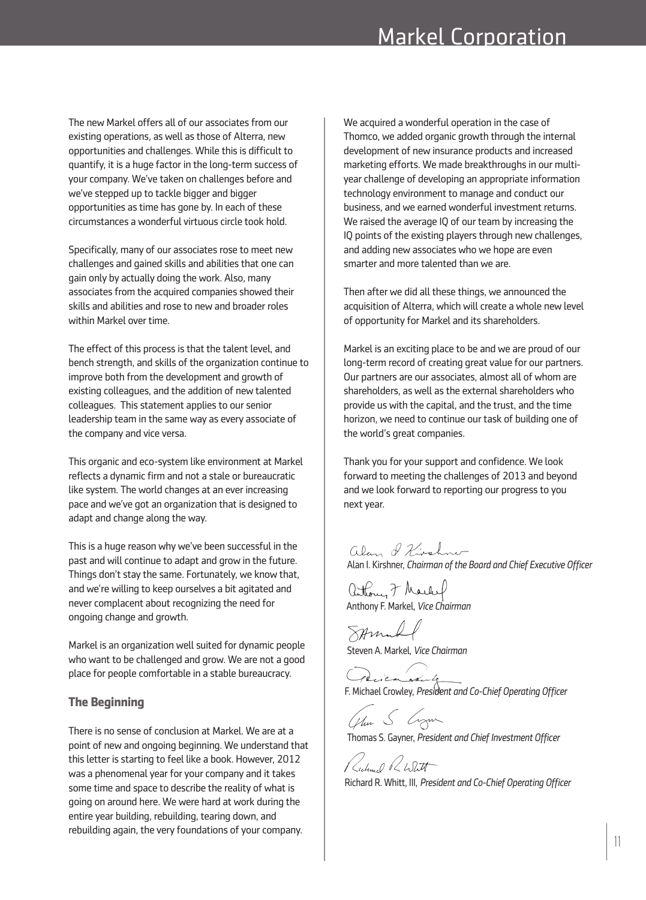The new Markel offers all of our associates from our existing operations, as well as those of Alterra, new opportunities and challenges. While this is difficult to quantify, it is a huge factor in the long-term success of your company. We've taken on challenges before and we've stepped up to tackle bigger and bigger opportunities as time has gone by. In each of these circumstances a wonderful virtuous circle took hold.

Specifically, many of our associates rose to meet new challenges and gained skills and abilities that one can gain only by actually doing the work. Also, many associates from the acquired companies showed their skills and abilities and rose to new and broader roles within Markel over time.

The effect of this process is that the talent level, and bench strength, and skills of the organization continue to improve both from the development and growth of existing colleagues, and the addition of new talented colleagues. This statement applies to our senior leadership team in the same way as every associate of the company and vice versa.

This organic and eco-system like environment at Markel reflects a dynamic firm and not a stale or bureaucratic like system. The world changes at an ever increasing pace and we've got an organization that is designed to adapt and change along the way.

This is a huge reason why we've been successful in the past and will continue to adapt and grow in the future. Things don't stay the same. Fortunately, we know that, and we're willing to keep ourselves a bit agitated and never complacent about recognizing the need for ongoing change and growth.

Markel is an organization well suited for dynamic people who want to be challenged and grow. We are not a good place for people comfortable in a stable bureaucracy.

## The Beginning

There is no sense of conclusion at Markel. We are at a point of new and ongoing beginning. We understand that this letter is starting to feel like a book. However, 2012 was a phenomenal year for your company and it takes some time and space to describe the reality of what is going on around here. We were hard at work during the entire year building, rebuilding, tearing down, and rebuilding again, the very foundations of your company.

We acquired a wonderful operation in the case of Thomco, we added organic growth through the internal development of new insurance products and increased marketing efforts. We made breakthroughs in our multi-year challenge of developing an appropriate information technology environment to manage and conduct our business, and we earned wonderful investment returns. We raised the average IQ of our team by increasing the IQ points of the existing players through new challenges, and adding new associates who we hope are even smarter and more talented than we are.

Then after we did all these things, we announced the acquisition of Alterra, which will create a whole new level of opportunity for Markel and its shareholders.

Markel is an exciting place to be and we are proud of our long-term record of creating great value for our partners. Our partners are our associates, almost all of whom are shareholders, as well as the external shareholders who provide us with the capital, and the trust, and the time horizon, we need to continue our task of building one of the world's great companies.

Thank you for your support and confidence. We look forward to meeting the challenges of 2013 and beyond and we look forward to reporting our progress to you next year.

Alan I. Kirshner, *Chairman of the Board and Chief Executive Officer*

Anthony F. Markel, *Vice Chairman*

Steven A. Markel, *Vice Chairman*

F. Michael Crowley, *President and Co-Chief Operating Officer*

Thomas S. Gayner, *President and Chief Investment Officer*

Richard R. Whitt, III, *President and Co-Chief Operating Officer*